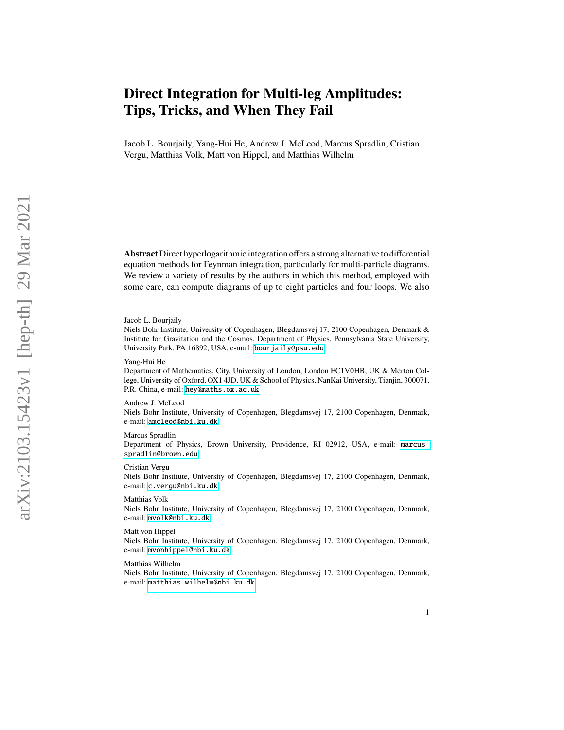# Direct Integration for Multi-leg Amplitudes: Tips, Tricks, and When They Fail

Jacob L. Bourjaily, Yang-Hui He, Andrew J. McLeod, Marcus Spradlin, Cristian Vergu, Matthias Volk, Matt von Hippel, and Matthias Wilhelm

**Abstract** Direct hyperlogarithmic integration offers a strong alternative to differential equation methods for Feynman integration, particularly for multi-particle diagrams. We review a variety of results by the authors in which this method, employed with some care, can compute diagrams of up to eight particles and four loops. We also

---

Jacob L. Bourjaily
Niels Bohr Institute, University of Copenhagen, Blegdamsvej 17, 2100 Copenhagen, Denmark & Institute for Gravitation and the Cosmos, Department of Physics, Pennsylvania State University, University Park, PA 16892, USA, e-mail: bourjaily@psu.edu

Yang-Hui He
Department of Mathematics, City, University of London, London EC1V0HB, UK & Merton College, University of Oxford, OX1 4JD, UK & School of Physics, NanKai University, Tianjin, 300071, P.R. China, e-mail: hey@maths.ox.ac.uk

Andrew J. McLeod
Niels Bohr Institute, University of Copenhagen, Blegdamsvej 17, 2100 Copenhagen, Denmark, e-mail: amcleod@nbi.ku.dk

Marcus Spradlin
Department of Physics, Brown University, Providence, RI 02912, USA, e-mail: marcus_spradlin@brown.edu

Cristian Vergu
Niels Bohr Institute, University of Copenhagen, Blegdamsvej 17, 2100 Copenhagen, Denmark, e-mail: c.vergu@nbi.ku.dk

Matthias Volk
Niels Bohr Institute, University of Copenhagen, Blegdamsvej 17, 2100 Copenhagen, Denmark, e-mail: mvolk@nbi.ku.dk

Matt von Hippel
Niels Bohr Institute, University of Copenhagen, Blegdamsvej 17, 2100 Copenhagen, Denmark, e-mail: mvonhippel@nbi.ku.dk

Matthias Wilhelm
Niels Bohr Institute, University of Copenhagen, Blegdamsvej 17, 2100 Copenhagen, Denmark, e-mail: matthias.wilhelm@nbi.ku.dk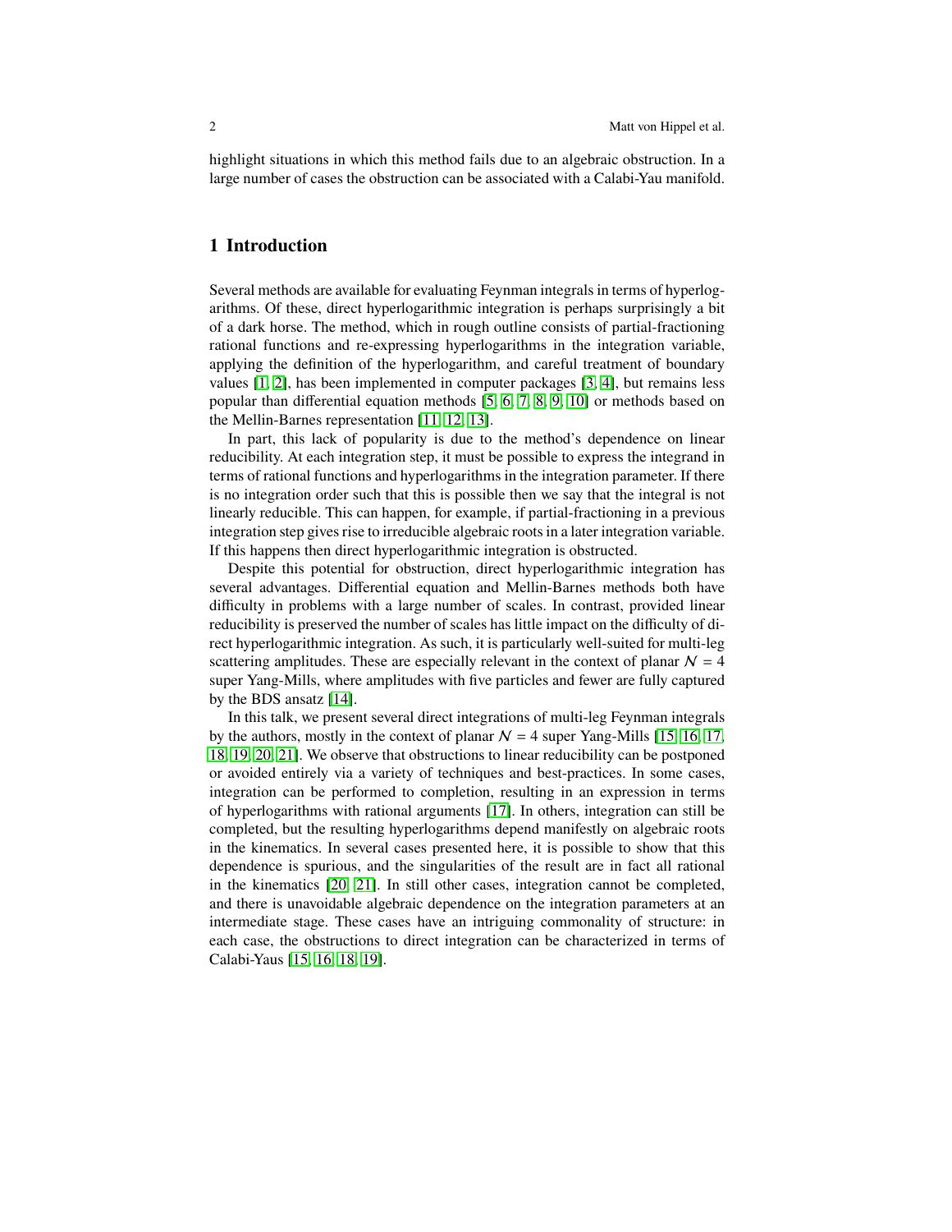highlight situations in which this method fails due to an algebraic obstruction. In a large number of cases the obstruction can be associated with a Calabi-Yau manifold.

## 1 Introduction

Several methods are available for evaluating Feynman integrals in terms of hyperlogarithms. Of these, direct hyperlogarithmic integration is perhaps surprisingly a bit of a dark horse. The method, which in rough outline consists of partial-fractioning rational functions and re-expressing hyperlogarithms in the integration variable, applying the definition of the hyperlogarithm, and careful treatment of boundary values [1, 2], has been implemented in computer packages [3, 4], but remains less popular than differential equation methods [5, 6, 7, 8, 9, 10] or methods based on the Mellin-Barnes representation [11, 12, 13].

In part, this lack of popularity is due to the method's dependence on linear reducibility. At each integration step, it must be possible to express the integrand in terms of rational functions and hyperlogarithms in the integration parameter. If there is no integration order such that this is possible then we say that the integral is not linearly reducible. This can happen, for example, if partial-fractioning in a previous integration step gives rise to irreducible algebraic roots in a later integration variable. If this happens then direct hyperlogarithmic integration is obstructed.

Despite this potential for obstruction, direct hyperlogarithmic integration has several advantages. Differential equation and Mellin-Barnes methods both have difficulty in problems with a large number of scales. In contrast, provided linear reducibility is preserved the number of scales has little impact on the difficulty of direct hyperlogarithmic integration. As such, it is particularly well-suited for multi-leg scattering amplitudes. These are especially relevant in the context of planar $\mathcal{N} = 4$ super Yang-Mills, where amplitudes with five particles and fewer are fully captured by the BDS ansatz [14].

In this talk, we present several direct integrations of multi-leg Feynman integrals by the authors, mostly in the context of planar $\mathcal{N} = 4$ super Yang-Mills [15, 16, 17, 18, 19, 20, 21]. We observe that obstructions to linear reducibility can be postponed or avoided entirely via a variety of techniques and best-practices. In some cases, integration can be performed to completion, resulting in an expression in terms of hyperlogarithms with rational arguments [17]. In others, integration can still be completed, but the resulting hyperlogarithms depend manifestly on algebraic roots in the kinematics. In several cases presented here, it is possible to show that this dependence is spurious, and the singularities of the result are in fact all rational in the kinematics [20, 21]. In still other cases, integration cannot be completed, and there is unavoidable algebraic dependence on the integration parameters at an intermediate stage. These cases have an intriguing commonality of structure: in each case, the obstructions to direct integration can be characterized in terms of Calabi-Yaus [15, 16, 18, 19].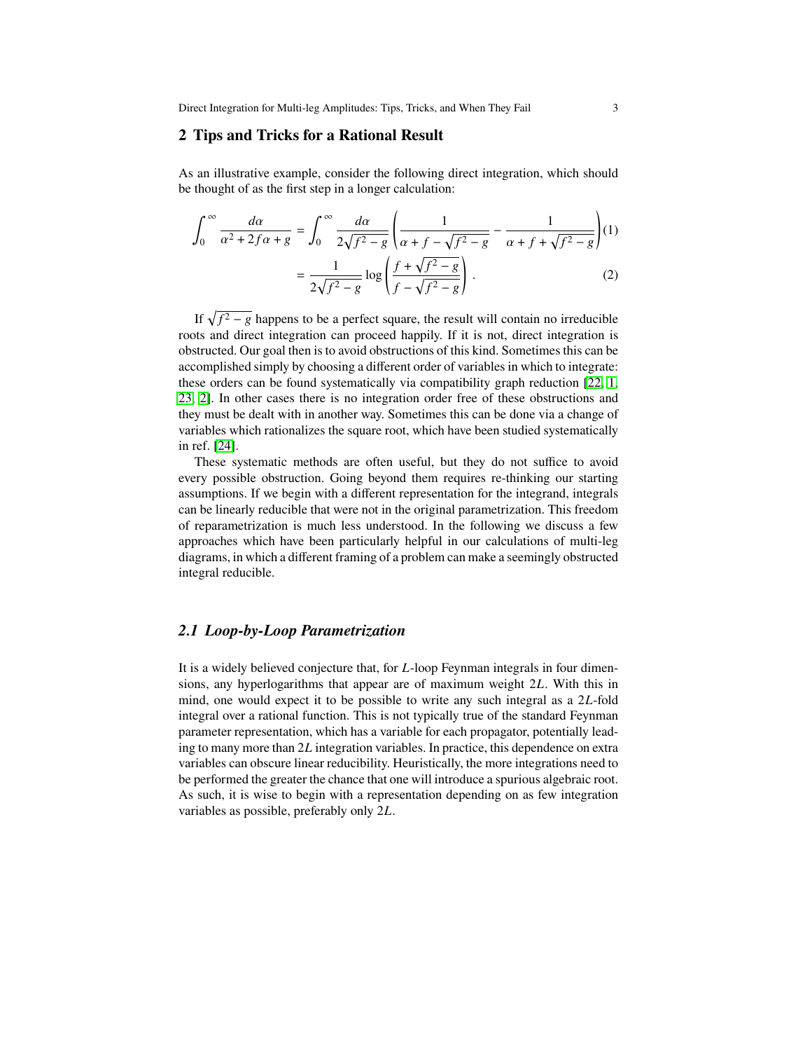## 2 Tips and Tricks for a Rational Result

As an illustrative example, consider the following direct integration, which should be thought of as the first step in a longer calculation:

$$\int_0^\infty \frac{d\alpha}{\alpha^2 + 2f\alpha + g} = \int_0^\infty \frac{d\alpha}{2\sqrt{f^2-g}} \left( \frac{1}{\alpha + f - \sqrt{f^2-g}} - \frac{1}{\alpha + f + \sqrt{f^2-g}} \right) \tag{1}$$

$$= \frac{1}{2\sqrt{f^2-g}} \log \left( \frac{f + \sqrt{f^2-g}}{f - \sqrt{f^2-g}} \right) . \tag{2}$$

If $\sqrt{f^2-g}$ happens to be a perfect square, the result will contain no irreducible roots and direct integration can proceed happily. If it is not, direct integration is obstructed. Our goal then is to avoid obstructions of this kind. Sometimes this can be accomplished simply by choosing a different order of variables in which to integrate: these orders can be found systematically via compatibility graph reduction [22, 1, 23, 2]. In other cases there is no integration order free of these obstructions and they must be dealt with in another way. Sometimes this can be done via a change of variables which rationalizes the square root, which have been studied systematically in ref. [24].

These systematic methods are often useful, but they do not suffice to avoid every possible obstruction. Going beyond them requires re-thinking our starting assumptions. If we begin with a different representation for the integrand, integrals can be linearly reducible that were not in the original parametrization. This freedom of reparametrization is much less understood. In the following we discuss a few approaches which have been particularly helpful in our calculations of multi-leg diagrams, in which a different framing of a problem can make a seemingly obstructed integral reducible.

### *2.1 Loop-by-Loop Parametrization*

It is a widely believed conjecture that, for $L$-loop Feynman integrals in four dimensions, any hyperlogarithms that appear are of maximum weight $2L$. With this in mind, one would expect it to be possible to write any such integral as a $2L$-fold integral over a rational function. This is not typically true of the standard Feynman parameter representation, which has a variable for each propagator, potentially leading to many more than $2L$ integration variables. In practice, this dependence on extra variables can obscure linear reducibility. Heuristically, the more integrations need to be performed the greater the chance that one will introduce a spurious algebraic root. As such, it is wise to begin with a representation depending on as few integration variables as possible, preferably only $2L$.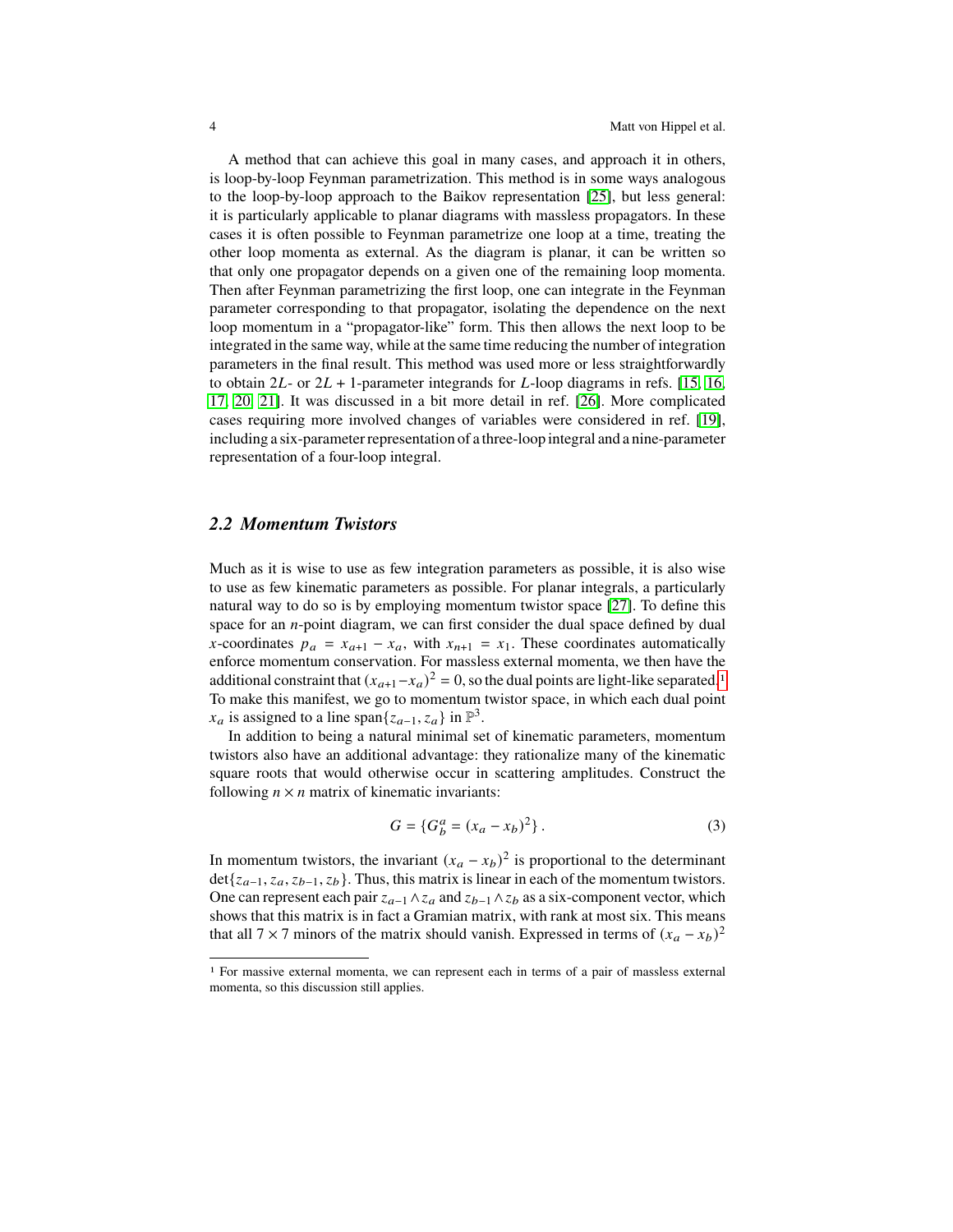A method that can achieve this goal in many cases, and approach it in others, is loop-by-loop Feynman parametrization. This method is in some ways analogous to the loop-by-loop approach to the Baikov representation [25], but less general: it is particularly applicable to planar diagrams with massless propagators. In these cases it is often possible to Feynman parametrize one loop at a time, treating the other loop momenta as external. As the diagram is planar, it can be written so that only one propagator depends on a given one of the remaining loop momenta. Then after Feynman parametrizing the first loop, one can integrate in the Feynman parameter corresponding to that propagator, isolating the dependence on the next loop momentum in a "propagator-like" form. This then allows the next loop to be integrated in the same way, while at the same time reducing the number of integration parameters in the final result. This method was used more or less straightforwardly to obtain $2L$- or $2L+1$-parameter integrands for $L$-loop diagrams in refs. [15, 16, 17, 20, 21]. It was discussed in a bit more detail in ref. [26]. More complicated cases requiring more involved changes of variables were considered in ref. [19], including a six-parameter representation of a three-loop integral and a nine-parameter representation of a four-loop integral.

## 2.2 Momentum Twistors

Much as it is wise to use as few integration parameters as possible, it is also wise to use as few kinematic parameters as possible. For planar integrals, a particularly natural way to do so is by employing momentum twistor space [27]. To define this space for an $n$-point diagram, we can first consider the dual space defined by dual $x$-coordinates $p_a = x_{a+1} - x_a$, with $x_{n+1} = x_1$. These coordinates automatically enforce momentum conservation. For massless external momenta, we then have the additional constraint that $(x_{a+1}-x_a)^2 = 0$, so the dual points are light-like separated.[1] To make this manifest, we go to momentum twistor space, in which each dual point $x_a$ is assigned to a line $\text{span}\{z_{a-1}, z_a\}$ in $\mathbb{P}^3$.

In addition to being a natural minimal set of kinematic parameters, momentum twistors also have an additional advantage: they rationalize many of the kinematic square roots that would otherwise occur in scattering amplitudes. Construct the following $n \times n$ matrix of kinematic invariants:

$$G = \{G^a_b = (x_a - x_b)^2\}\,. \tag{3}$$

In momentum twistors, the invariant $(x_a - x_b)^2$ is proportional to the determinant $\det\{z_{a-1}, z_a, z_{b-1}, z_b\}$. Thus, this matrix is linear in each of the momentum twistors. One can represent each pair $z_{a-1} \wedge z_a$ and $z_{b-1} \wedge z_b$ as a six-component vector, which shows that this matrix is in fact a Gramian matrix, with rank at most six. This means that all $7 \times 7$ minors of the matrix should vanish. Expressed in terms of $(x_a - x_b)^2$

[1] For massive external momenta, we can represent each in terms of a pair of massless external momenta, so this discussion still applies.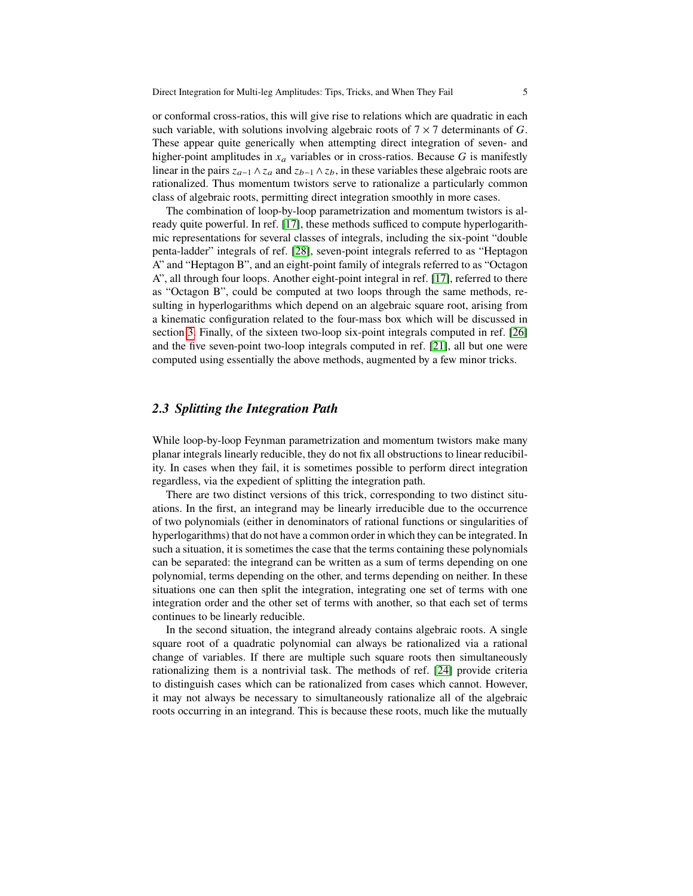or conformal cross-ratios, this will give rise to relations which are quadratic in each such variable, with solutions involving algebraic roots of $7 \times 7$ determinants of $G$. These appear quite generically when attempting direct integration of seven- and higher-point amplitudes in $x_a$ variables or in cross-ratios. Because $G$ is manifestly linear in the pairs $z_{a-1} \wedge z_a$ and $z_{b-1} \wedge z_b$, in these variables these algebraic roots are rationalized. Thus momentum twistors serve to rationalize a particularly common class of algebraic roots, permitting direct integration smoothly in more cases.

The combination of loop-by-loop parametrization and momentum twistors is already quite powerful. In ref. [17], these methods sufficed to compute hyperlogarithmic representations for several classes of integrals, including the six-point "double penta-ladder" integrals of ref. [28], seven-point integrals referred to as "Heptagon A" and "Heptagon B", and an eight-point family of integrals referred to as "Octagon A", all through four loops. Another eight-point integral in ref. [17], referred to there as "Octagon B", could be computed at two loops through the same methods, resulting in hyperlogarithms which depend on an algebraic square root, arising from a kinematic configuration related to the four-mass box which will be discussed in section 3. Finally, of the sixteen two-loop six-point integrals computed in ref. [26] and the five seven-point two-loop integrals computed in ref. [21], all but one were computed using essentially the above methods, augmented by a few minor tricks.

### 2.3 Splitting the Integration Path

While loop-by-loop Feynman parametrization and momentum twistors make many planar integrals linearly reducible, they do not fix all obstructions to linear reducibility. In cases when they fail, it is sometimes possible to perform direct integration regardless, via the expedient of splitting the integration path.

There are two distinct versions of this trick, corresponding to two distinct situations. In the first, an integrand may be linearly irreducible due to the occurrence of two polynomials (either in denominators of rational functions or singularities of hyperlogarithms) that do not have a common order in which they can be integrated. In such a situation, it is sometimes the case that the terms containing these polynomials can be separated: the integrand can be written as a sum of terms depending on one polynomial, terms depending on the other, and terms depending on neither. In these situations one can then split the integration, integrating one set of terms with one integration order and the other set of terms with another, so that each set of terms continues to be linearly reducible.

In the second situation, the integrand already contains algebraic roots. A single square root of a quadratic polynomial can always be rationalized via a rational change of variables. If there are multiple such square roots then simultaneously rationalizing them is a nontrivial task. The methods of ref. [24] provide criteria to distinguish cases which can be rationalized from cases which cannot. However, it may not always be necessary to simultaneously rationalize all of the algebraic roots occurring in an integrand. This is because these roots, much like the mutually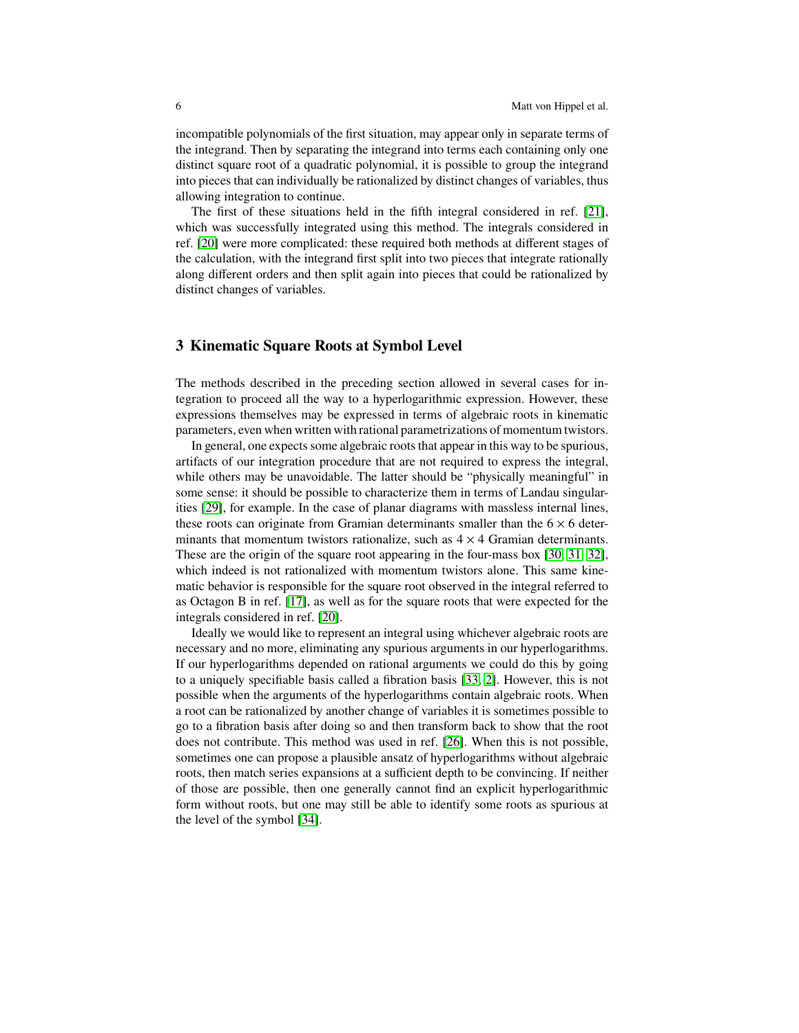incompatible polynomials of the first situation, may appear only in separate terms of the integrand. Then by separating the integrand into terms each containing only one distinct square root of a quadratic polynomial, it is possible to group the integrand into pieces that can individually be rationalized by distinct changes of variables, thus allowing integration to continue.

The first of these situations held in the fifth integral considered in ref. [21], which was successfully integrated using this method. The integrals considered in ref. [20] were more complicated: these required both methods at different stages of the calculation, with the integrand first split into two pieces that integrate rationally along different orders and then split again into pieces that could be rationalized by distinct changes of variables.

## 3 Kinematic Square Roots at Symbol Level

The methods described in the preceding section allowed in several cases for integration to proceed all the way to a hyperlogarithmic expression. However, these expressions themselves may be expressed in terms of algebraic roots in kinematic parameters, even when written with rational parametrizations of momentum twistors.

In general, one expects some algebraic roots that appear in this way to be spurious, artifacts of our integration procedure that are not required to express the integral, while others may be unavoidable. The latter should be "physically meaningful" in some sense: it should be possible to characterize them in terms of Landau singularities [29], for example. In the case of planar diagrams with massless internal lines, these roots can originate from Gramian determinants smaller than the $6\times6$ determinants that momentum twistors rationalize, such as $4\times4$ Gramian determinants. These are the origin of the square root appearing in the four-mass box [30, 31, 32], which indeed is not rationalized with momentum twistors alone. This same kinematic behavior is responsible for the square root observed in the integral referred to as Octagon B in ref. [17], as well as for the square roots that were expected for the integrals considered in ref. [20].

Ideally we would like to represent an integral using whichever algebraic roots are necessary and no more, eliminating any spurious arguments in our hyperlogarithms. If our hyperlogarithms depended on rational arguments we could do this by going to a uniquely specifiable basis called a fibration basis [33, 2]. However, this is not possible when the arguments of the hyperlogarithms contain algebraic roots. When a root can be rationalized by another change of variables it is sometimes possible to go to a fibration basis after doing so and then transform back to show that the root does not contribute. This method was used in ref. [26]. When this is not possible, sometimes one can propose a plausible ansatz of hyperlogarithms without algebraic roots, then match series expansions at a sufficient depth to be convincing. If neither of those are possible, then one generally cannot find an explicit hyperlogarithmic form without roots, but one may still be able to identify some roots as spurious at the level of the symbol [34].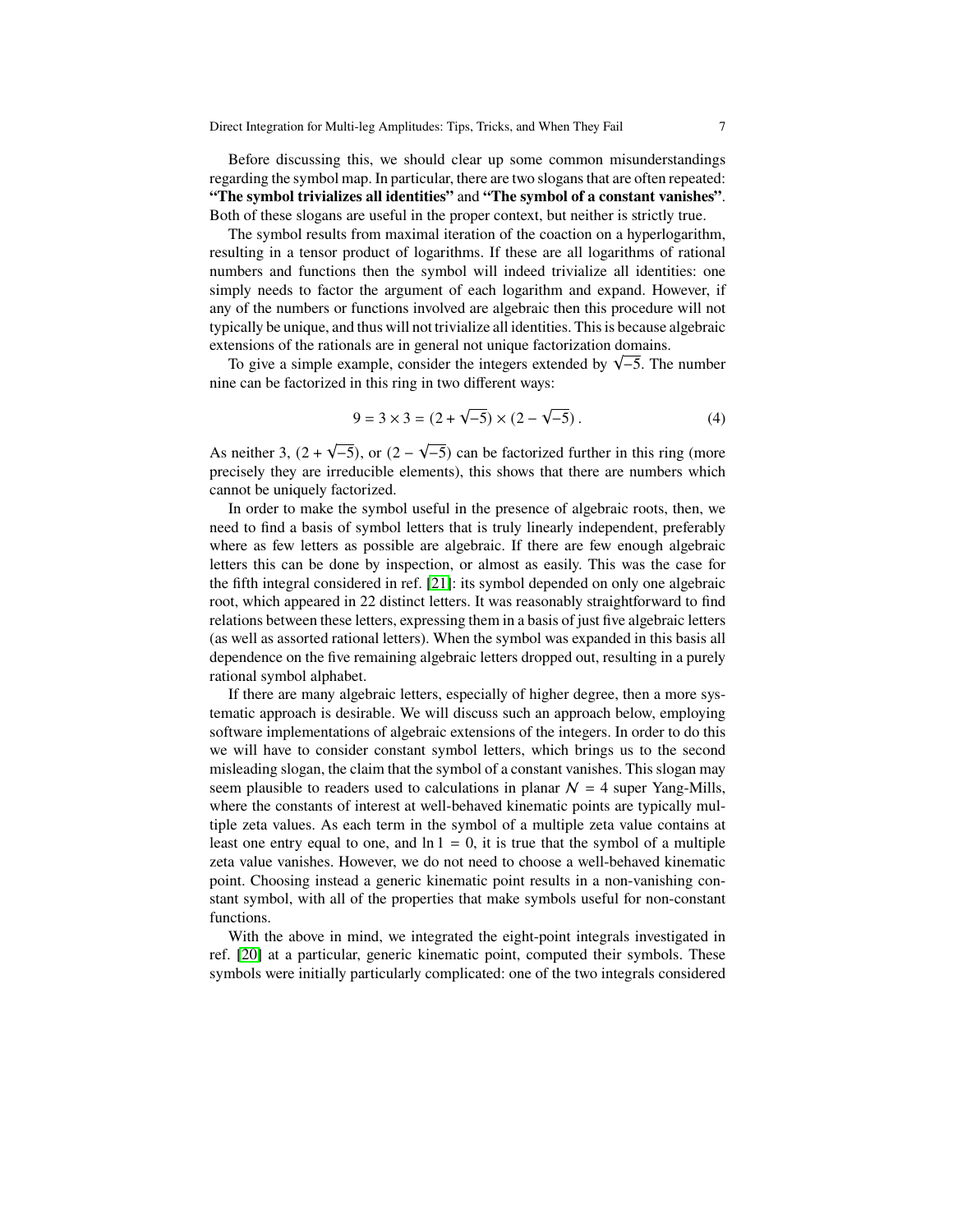Before discussing this, we should clear up some common misunderstandings regarding the symbol map. In particular, there are two slogans that are often repeated: **"The symbol trivializes all identities"** and **"The symbol of a constant vanishes"**. Both of these slogans are useful in the proper context, but neither is strictly true.

The symbol results from maximal iteration of the coaction on a hyperlogarithm, resulting in a tensor product of logarithms. If these are all logarithms of rational numbers and functions then the symbol will indeed trivialize all identities: one simply needs to factor the argument of each logarithm and expand. However, if any of the numbers or functions involved are algebraic then this procedure will not typically be unique, and thus will not trivialize all identities. This is because algebraic extensions of the rationals are in general not unique factorization domains.

To give a simple example, consider the integers extended by $\sqrt{-5}$. The number nine can be factorized in this ring in two different ways:

$$9 = 3 \times 3 = (2 + \sqrt{-5}) \times (2 - \sqrt{-5})\,. \tag{4}$$

As neither 3, $(2 + \sqrt{-5})$, or $(2 - \sqrt{-5})$ can be factorized further in this ring (more precisely they are irreducible elements), this shows that there are numbers which cannot be uniquely factorized.

In order to make the symbol useful in the presence of algebraic roots, then, we need to find a basis of symbol letters that is truly linearly independent, preferably where as few letters as possible are algebraic. If there are few enough algebraic letters this can be done by inspection, or almost as easily. This was the case for the fifth integral considered in ref. [21]: its symbol depended on only one algebraic root, which appeared in 22 distinct letters. It was reasonably straightforward to find relations between these letters, expressing them in a basis of just five algebraic letters (as well as assorted rational letters). When the symbol was expanded in this basis all dependence on the five remaining algebraic letters dropped out, resulting in a purely rational symbol alphabet.

If there are many algebraic letters, especially of higher degree, then a more systematic approach is desirable. We will discuss such an approach below, employing software implementations of algebraic extensions of the integers. In order to do this we will have to consider constant symbol letters, which brings us to the second misleading slogan, the claim that the symbol of a constant vanishes. This slogan may seem plausible to readers used to calculations in planar $\mathcal{N} = 4$ super Yang-Mills, where the constants of interest at well-behaved kinematic points are typically multiple zeta values. As each term in the symbol of a multiple zeta value contains at least one entry equal to one, and $\ln 1 = 0$, it is true that the symbol of a multiple zeta value vanishes. However, we do not need to choose a well-behaved kinematic point. Choosing instead a generic kinematic point results in a non-vanishing constant symbol, with all of the properties that make symbols useful for non-constant functions.

With the above in mind, we integrated the eight-point integrals investigated in ref. [20] at a particular, generic kinematic point, computed their symbols. These symbols were initially particularly complicated: one of the two integrals considered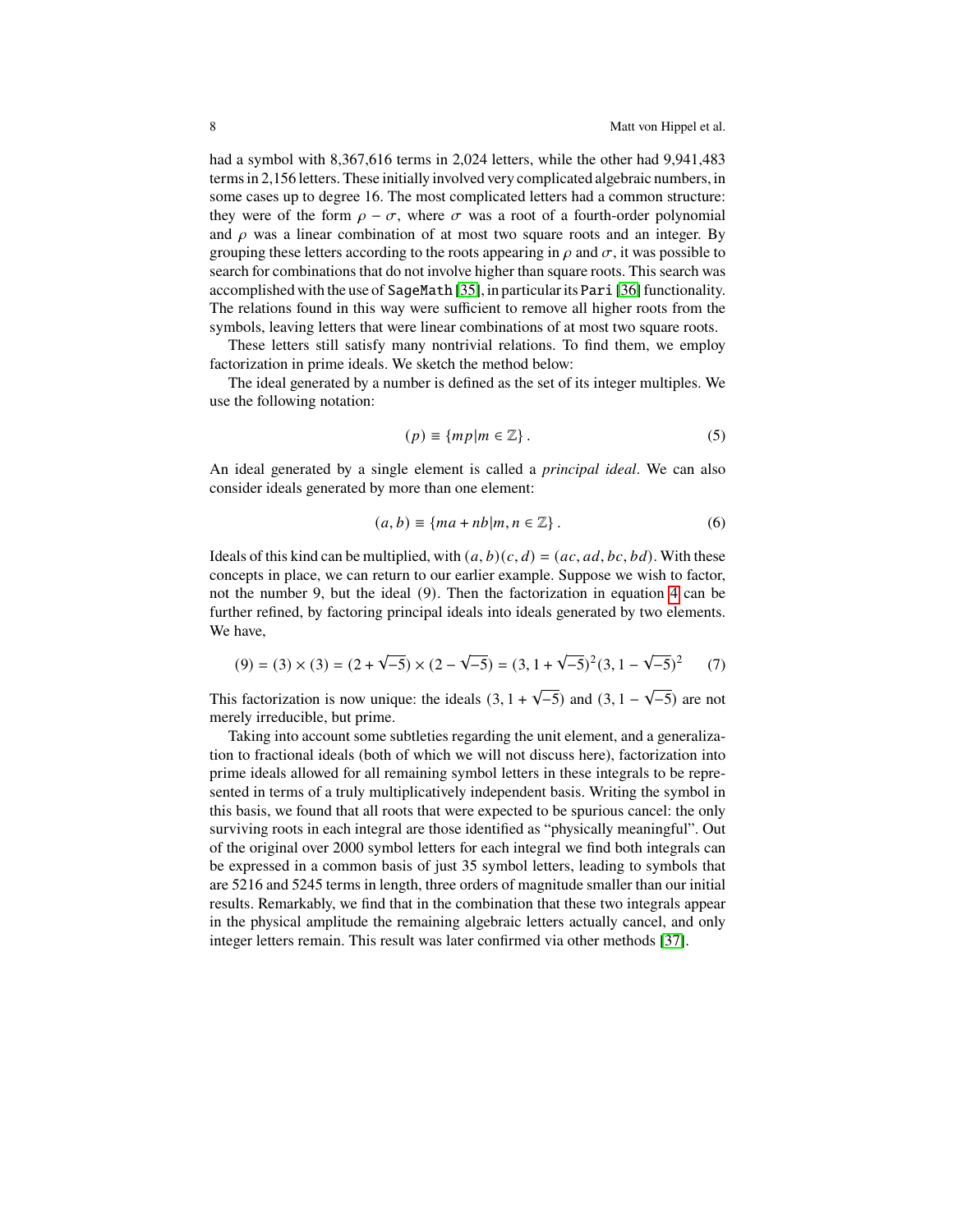had a symbol with 8,367,616 terms in 2,024 letters, while the other had 9,941,483 terms in 2,156 letters. These initially involved very complicated algebraic numbers, in some cases up to degree 16. The most complicated letters had a common structure: they were of the form $\rho - \sigma$, where $\sigma$ was a root of a fourth-order polynomial and $\rho$ was a linear combination of at most two square roots and an integer. By grouping these letters according to the roots appearing in $\rho$ and $\sigma$, it was possible to search for combinations that do not involve higher than square roots. This search was accomplished with the use of SageMath [35], in particular its Pari [36] functionality. The relations found in this way were sufficient to remove all higher roots from the symbols, leaving letters that were linear combinations of at most two square roots.

These letters still satisfy many nontrivial relations. To find them, we employ factorization in prime ideals. We sketch the method below:

The ideal generated by a number is defined as the set of its integer multiples. We use the following notation:

$$(p) \equiv \{mp | m \in \mathbb{Z}\} . \tag{5}$$

An ideal generated by a single element is called a *principal ideal*. We can also consider ideals generated by more than one element:

$$(a, b) \equiv \{ma + nb | m, n \in \mathbb{Z}\} . \tag{6}$$

Ideals of this kind can be multiplied, with $(a, b)(c, d) = (ac, ad, bc, bd)$. With these concepts in place, we can return to our earlier example. Suppose we wish to factor, not the number 9, but the ideal (9). Then the factorization in equation 4 can be further refined, by factoring principal ideals into ideals generated by two elements. We have,

$$(9) = (3) \times (3) = (2 + \sqrt{-5}) \times (2 - \sqrt{-5}) = (3, 1 + \sqrt{-5})^2 (3, 1 - \sqrt{-5})^2 \tag{7}$$

This factorization is now unique: the ideals $(3, 1 + \sqrt{-5})$ and $(3, 1 - \sqrt{-5})$ are not merely irreducible, but prime.

Taking into account some subtleties regarding the unit element, and a generalization to fractional ideals (both of which we will not discuss here), factorization into prime ideals allowed for all remaining symbol letters in these integrals to be represented in terms of a truly multiplicatively independent basis. Writing the symbol in this basis, we found that all roots that were expected to be spurious cancel: the only surviving roots in each integral are those identified as "physically meaningful". Out of the original over 2000 symbol letters for each integral we find both integrals can be expressed in a common basis of just 35 symbol letters, leading to symbols that are 5216 and 5245 terms in length, three orders of magnitude smaller than our initial results. Remarkably, we find that in the combination that these two integrals appear in the physical amplitude the remaining algebraic letters actually cancel, and only integer letters remain. This result was later confirmed via other methods [37].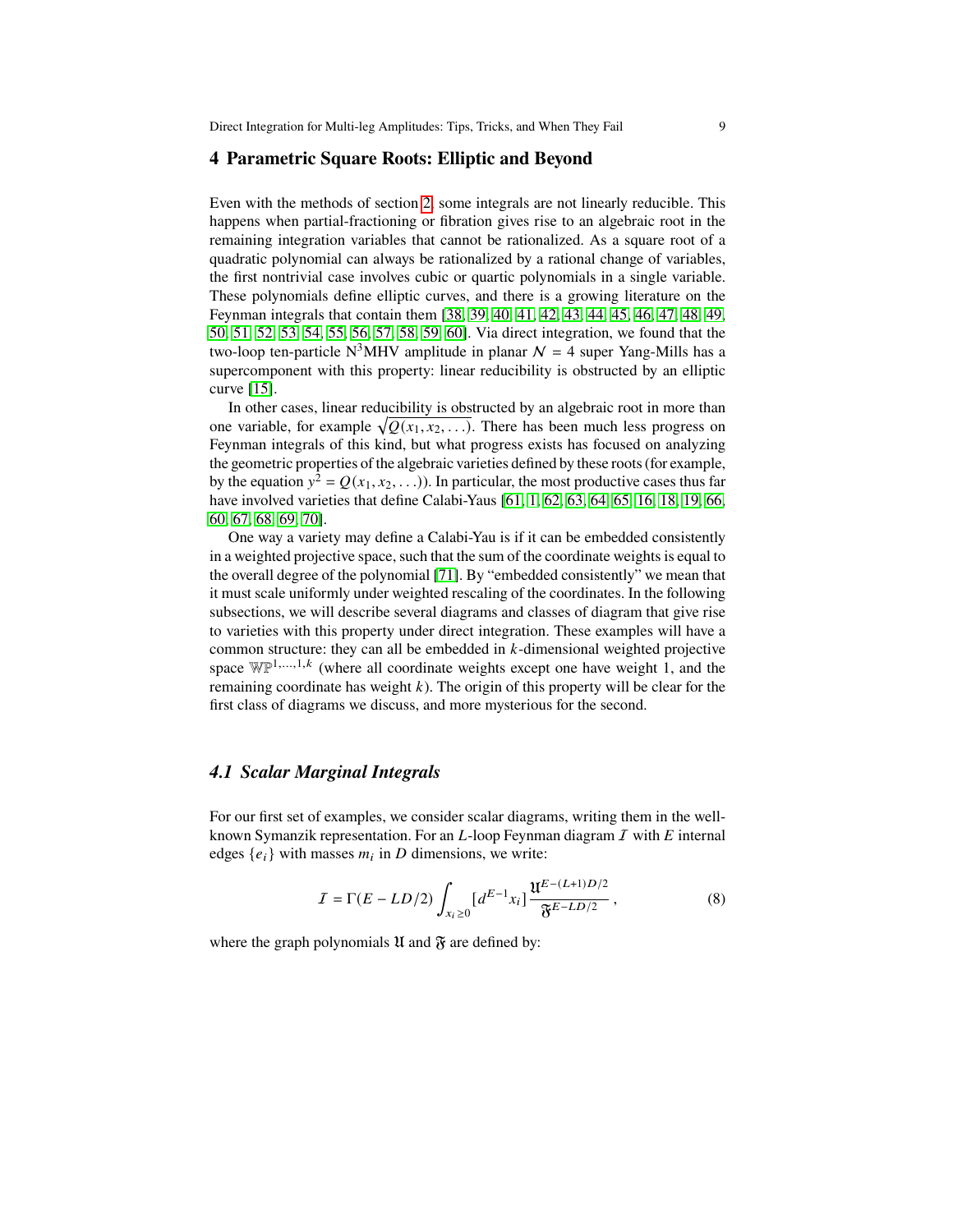## 4 Parametric Square Roots: Elliptic and Beyond

Even with the methods of section 2, some integrals are not linearly reducible. This happens when partial-fractioning or fibration gives rise to an algebraic root in the remaining integration variables that cannot be rationalized. As a square root of a quadratic polynomial can always be rationalized by a rational change of variables, the first nontrivial case involves cubic or quartic polynomials in a single variable. These polynomials define elliptic curves, and there is a growing literature on the Feynman integrals that contain them [38, 39, 40, 41, 42, 43, 44, 45, 46, 47, 48, 49, 50, 51, 52, 53, 54, 55, 56, 57, 58, 59, 60]. Via direct integration, we found that the two-loop ten-particle N$^3$MHV amplitude in planar $\mathcal{N} = 4$ super Yang-Mills has a supercomponent with this property: linear reducibility is obstructed by an elliptic curve [15].

In other cases, linear reducibility is obstructed by an algebraic root in more than one variable, for example $\sqrt{Q(x_1, x_2, \ldots)}$. There has been much less progress on Feynman integrals of this kind, but what progress exists has focused on analyzing the geometric properties of the algebraic varieties defined by these roots (for example, by the equation $y^2 = Q(x_1, x_2, \ldots)$). In particular, the most productive cases thus far have involved varieties that define Calabi-Yaus [61, 1, 62, 63, 64, 65, 16, 18, 19, 66, 60, 67, 68, 69, 70].

One way a variety may define a Calabi-Yau is if it can be embedded consistently in a weighted projective space, such that the sum of the coordinate weights is equal to the overall degree of the polynomial [71]. By "embedded consistently" we mean that it must scale uniformly under weighted rescaling of the coordinates. In the following subsections, we will describe several diagrams and classes of diagram that give rise to varieties with this property under direct integration. These examples will have a common structure: they can all be embedded in $k$-dimensional weighted projective space $\mathbb{WP}^{1,\ldots,1,k}$ (where all coordinate weights except one have weight 1, and the remaining coordinate has weight $k$). The origin of this property will be clear for the first class of diagrams we discuss, and more mysterious for the second.

### 4.1 Scalar Marginal Integrals

For our first set of examples, we consider scalar diagrams, writing them in the well-known Symanzik representation. For an $L$-loop Feynman diagram $\mathcal{I}$ with $E$ internal edges $\{e_i\}$ with masses $m_i$ in $D$ dimensions, we write:

$$\mathcal{I} = \Gamma(E - LD/2) \int_{x_i \geq 0} [d^{E-1} x_i] \frac{\mathfrak{U}^{E-(L+1)D/2}}{\mathfrak{F}^{E-LD/2}}, \tag{8}$$

where the graph polynomials $\mathfrak{U}$ and $\mathfrak{F}$ are defined by: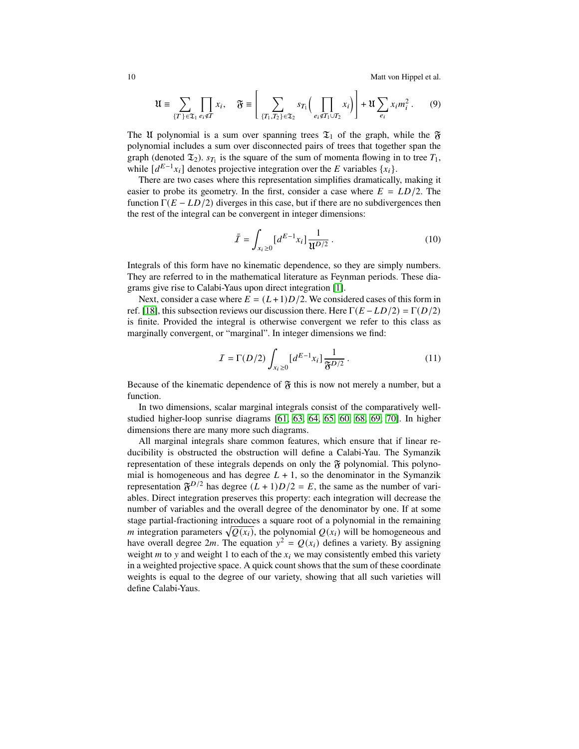$$\mathfrak{U} \equiv \sum_{\{T\} \in \mathfrak{T}_1} \prod_{e_i \notin T} x_i, \quad \mathfrak{F} \equiv \left[ \sum_{\{T_1, T_2\} \in \mathfrak{T}_2} s_{T_1} \Big( \prod_{e_i \notin T_1 \cup T_2} x_i \Big) \right] + \mathfrak{U} \sum_{e_i} x_i m_i^2 . \tag{9}$$

The $\mathfrak{U}$ polynomial is a sum over spanning trees $\mathfrak{T}_1$ of the graph, while the $\mathfrak{F}$ polynomial includes a sum over disconnected pairs of trees that together span the graph (denoted $\mathfrak{T}_2$). $s_{T_1}$ is the square of the sum of momenta flowing in to tree $T_1$, while $[d^{E-1}x_i]$ denotes projective integration over the $E$ variables $\{x_i\}$.

There are two cases where this representation simplifies dramatically, making it easier to probe its geometry. In the first, consider a case where $E = LD/2$. The function $\Gamma(E - LD/2)$ diverges in this case, but if there are no subdivergences then the rest of the integral can be convergent in integer dimensions:

$$\bar{I} = \int_{x_i \geq 0} [d^{E-1}x_i] \frac{1}{\mathfrak{U}^{D/2}} . \tag{10}$$

Integrals of this form have no kinematic dependence, so they are simply numbers. They are referred to in the mathematical literature as Feynman periods. These diagrams give rise to Calabi-Yaus upon direct integration [1].

Next, consider a case where $E = (L+1)D/2$. We considered cases of this form in ref. [18], this subsection reviews our discussion there. Here $\Gamma(E - LD/2) = \Gamma(D/2)$ is finite. Provided the integral is otherwise convergent we refer to this class as marginally convergent, or "marginal". In integer dimensions we find:

$$I = \Gamma(D/2) \int_{x_i \geq 0} [d^{E-1}x_i] \frac{1}{\mathfrak{F}^{D/2}} . \tag{11}$$

Because of the kinematic dependence of $\mathfrak{F}$ this is now not merely a number, but a function.

In two dimensions, scalar marginal integrals consist of the comparatively well-studied higher-loop sunrise diagrams [61, 63, 64, 65, 60, 68, 69, 70]. In higher dimensions there are many more such diagrams.

All marginal integrals share common features, which ensure that if linear reducibility is obstructed the obstruction will define a Calabi-Yau. The Symanzik representation of these integrals depends on only the $\mathfrak{F}$ polynomial. This polynomial is homogeneous and has degree $L + 1$, so the denominator in the Symanzik representation $\mathfrak{F}^{D/2}$ has degree $(L + 1)D/2 = E$, the same as the number of variables. Direct integration preserves this property: each integration will decrease the number of variables and the overall degree of the denominator by one. If at some stage partial-fractioning introduces a square root of a polynomial in the remaining $m$ integration parameters $\sqrt{Q(x_i)}$, the polynomial $Q(x_i)$ will be homogeneous and have overall degree $2m$. The equation $y^2 = Q(x_i)$ defines a variety. By assigning weight $m$ to $y$ and weight 1 to each of the $x_i$ we may consistently embed this variety in a weighted projective space. A quick count shows that the sum of these coordinate weights is equal to the degree of our variety, showing that all such varieties will define Calabi-Yaus.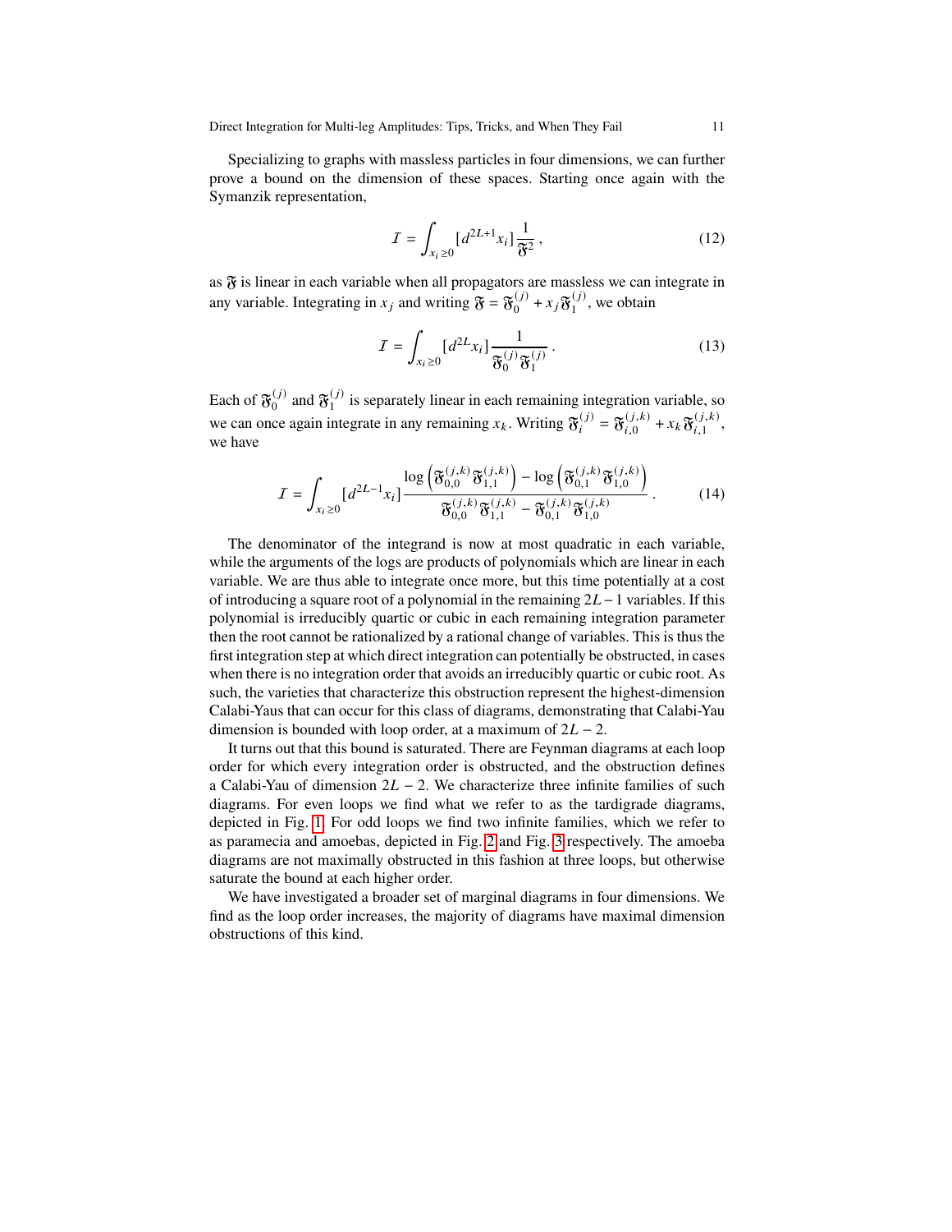Specializing to graphs with massless particles in four dimensions, we can further prove a bound on the dimension of these spaces. Starting once again with the Symanzik representation,

$$
\mathcal{I} = \int_{x_i \geq 0} [d^{2L+1} x_i] \frac{1}{\mathfrak{F}^2} \,, \tag{12}
$$

as $\mathfrak{F}$ is linear in each variable when all propagators are massless we can integrate in any variable. Integrating in $x_j$ and writing $\mathfrak{F} = \mathfrak{F}_0^{(j)} + x_j \mathfrak{F}_1^{(j)}$, we obtain

$$
\mathcal{I} = \int_{x_i \geq 0} [d^{2L} x_i] \frac{1}{\mathfrak{F}_0^{(j)} \mathfrak{F}_1^{(j)}} \,. \tag{13}
$$

Each of $\mathfrak{F}_0^{(j)}$ and $\mathfrak{F}_1^{(j)}$ is separately linear in each remaining integration variable, so we can once again integrate in any remaining $x_k$. Writing $\mathfrak{F}_i^{(j)} = \mathfrak{F}_{i,0}^{(j,k)} + x_k \mathfrak{F}_{i,1}^{(j,k)}$, we have

$$
\mathcal{I} = \int_{x_i \geq 0} [d^{2L-1} x_i] \frac{\log\left(\mathfrak{F}_{0,0}^{(j,k)} \mathfrak{F}_{1,1}^{(j,k)}\right) - \log\left(\mathfrak{F}_{0,1}^{(j,k)} \mathfrak{F}_{1,0}^{(j,k)}\right)}{\mathfrak{F}_{0,0}^{(j,k)} \mathfrak{F}_{1,1}^{(j,k)} - \mathfrak{F}_{0,1}^{(j,k)} \mathfrak{F}_{1,0}^{(j,k)}} \,. \tag{14}
$$

The denominator of the integrand is now at most quadratic in each variable, while the arguments of the logs are products of polynomials which are linear in each variable. We are thus able to integrate once more, but this time potentially at a cost of introducing a square root of a polynomial in the remaining $2L-1$ variables. If this polynomial is irreducibly quartic or cubic in each remaining integration parameter then the root cannot be rationalized by a rational change of variables. This is thus the first integration step at which direct integration can potentially be obstructed, in cases when there is no integration order that avoids an irreducibly quartic or cubic root. As such, the varieties that characterize this obstruction represent the highest-dimension Calabi-Yaus that can occur for this class of diagrams, demonstrating that Calabi-Yau dimension is bounded with loop order, at a maximum of $2L-2$.

It turns out that this bound is saturated. There are Feynman diagrams at each loop order for which every integration order is obstructed, and the obstruction defines a Calabi-Yau of dimension $2L-2$. We characterize three infinite families of such diagrams. For even loops we find what we refer to as the tardigrade diagrams, depicted in Fig. 1. For odd loops we find two infinite families, which we refer to as paramecia and amoebas, depicted in Fig. 2 and Fig. 3 respectively. The amoeba diagrams are not maximally obstructed in this fashion at three loops, but otherwise saturate the bound at each higher order.

We have investigated a broader set of marginal diagrams in four dimensions. We find as the loop order increases, the majority of diagrams have maximal dimension obstructions of this kind.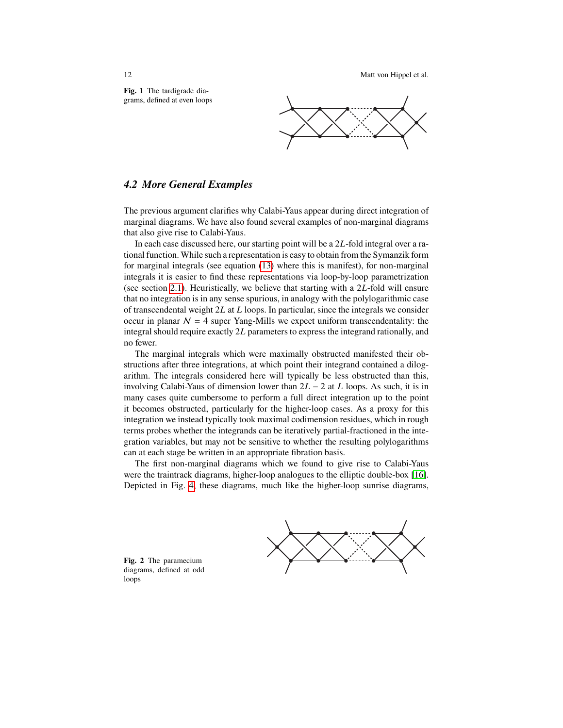**Fig. 1** The tardigrade diagrams, defined at even loops

### 4.2 More General Examples

The previous argument clarifies why Calabi-Yaus appear during direct integration of marginal diagrams. We have also found several examples of non-marginal diagrams that also give rise to Calabi-Yaus.

In each case discussed here, our starting point will be a $2L$-fold integral over a rational function. While such a representation is easy to obtain from the Symanzik form for marginal integrals (see equation (13) where this is manifest), for non-marginal integrals it is easier to find these representations via loop-by-loop parametrization (see section 2.1). Heuristically, we believe that starting with a $2L$-fold will ensure that no integration is in any sense spurious, in analogy with the polylogarithmic case of transcendental weight $2L$ at $L$ loops. In particular, since the integrals we consider occur in planar $\mathcal{N} = 4$ super Yang-Mills we expect uniform transcendentality: the integral should require exactly $2L$ parameters to express the integrand rationally, and no fewer.

The marginal integrals which were maximally obstructed manifested their obstructions after three integrations, at which point their integrand contained a dilogarithm. The integrals considered here will typically be less obstructed than this, involving Calabi-Yaus of dimension lower than $2L - 2$ at $L$ loops. As such, it is in many cases quite cumbersome to perform a full direct integration up to the point it becomes obstructed, particularly for the higher-loop cases. As a proxy for this integration we instead typically took maximal codimension residues, which in rough terms probes whether the integrands can be iteratively partial-fractioned in the integration variables, but may not be sensitive to whether the resulting polylogarithms can at each stage be written in an appropriate fibration basis.

The first non-marginal diagrams which we found to give rise to Calabi-Yaus were the traintrack diagrams, higher-loop analogues to the elliptic double-box [16]. Depicted in Fig. 4, these diagrams, much like the higher-loop sunrise diagrams,

**Fig. 2** The paramecium diagrams, defined at odd loops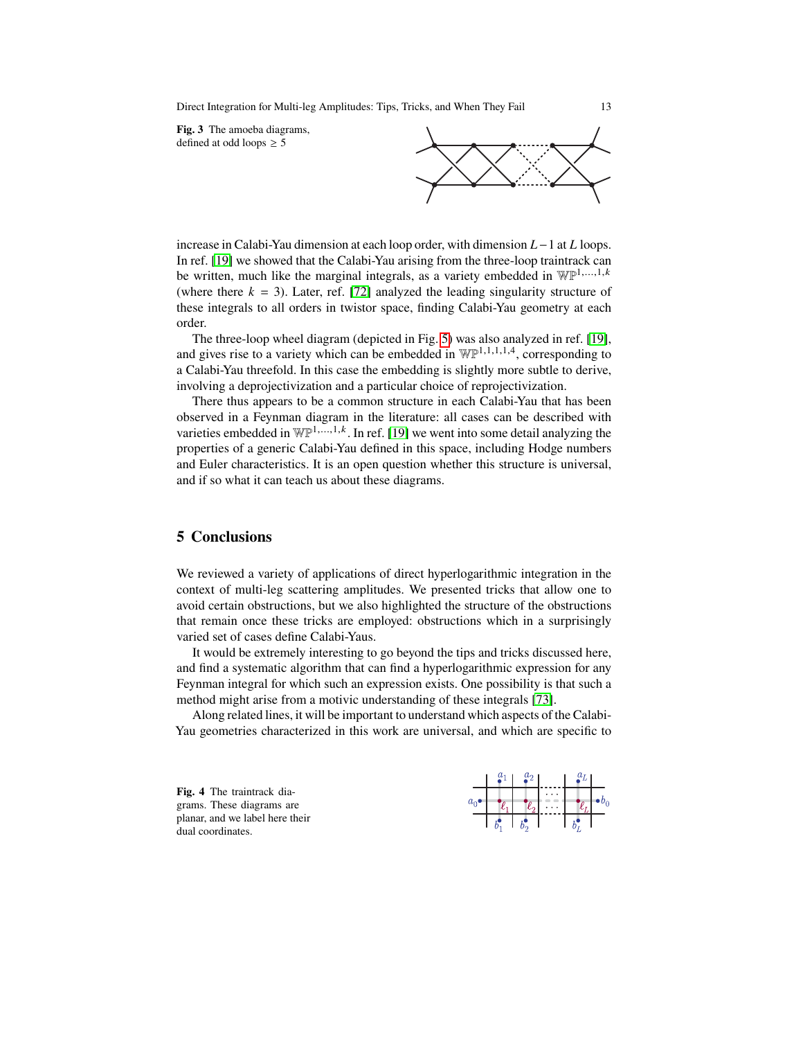**Fig. 3** The amoeba diagrams, defined at odd loops $\geq 5$

increase in Calabi-Yau dimension at each loop order, with dimension $L-1$ at $L$ loops. In ref. [19] we showed that the Calabi-Yau arising from the three-loop traintrack can be written, much like the marginal integrals, as a variety embedded in $\mathbb{WP}^{1,\ldots,1,k}$ (where there $k = 3$). Later, ref. [72] analyzed the leading singularity structure of these integrals to all orders in twistor space, finding Calabi-Yau geometry at each order.

The three-loop wheel diagram (depicted in Fig. 5) was also analyzed in ref. [19], and gives rise to a variety which can be embedded in $\mathbb{WP}^{1,1,1,1,4}$, corresponding to a Calabi-Yau threefold. In this case the embedding is slightly more subtle to derive, involving a deprojectivization and a particular choice of reprojectivization.

There thus appears to be a common structure in each Calabi-Yau that has been observed in a Feynman diagram in the literature: all cases can be described with varieties embedded in $\mathbb{WP}^{1,\ldots,1,k}$. In ref. [19] we went into some detail analyzing the properties of a generic Calabi-Yau defined in this space, including Hodge numbers and Euler characteristics. It is an open question whether this structure is universal, and if so what it can teach us about these diagrams.

## 5 Conclusions

We reviewed a variety of applications of direct hyperlogarithmic integration in the context of multi-leg scattering amplitudes. We presented tricks that allow one to avoid certain obstructions, but we also highlighted the structure of the obstructions that remain once these tricks are employed: obstructions which in a surprisingly varied set of cases define Calabi-Yaus.

It would be extremely interesting to go beyond the tips and tricks discussed here, and find a systematic algorithm that can find a hyperlogarithmic expression for any Feynman integral for which such an expression exists. One possibility is that such a method might arise from a motivic understanding of these integrals [73].

Along related lines, it will be important to understand which aspects of the Calabi-Yau geometries characterized in this work are universal, and which are specific to

**Fig. 4** The traintrack diagrams. These diagrams are planar, and we label here their dual coordinates.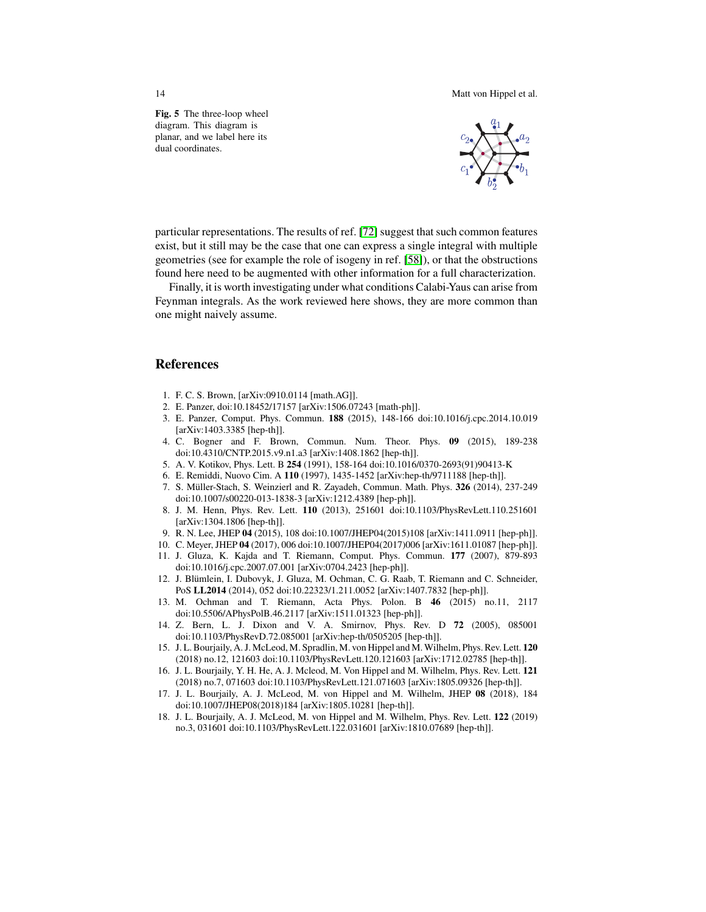**Fig. 5** The three-loop wheel diagram. This diagram is planar, and we label here its dual coordinates.

particular representations. The results of ref. [72] suggest that such common features exist, but it still may be the case that one can express a single integral with multiple geometries (see for example the role of isogeny in ref. [58]), or that the obstructions found here need to be augmented with other information for a full characterization.

Finally, it is worth investigating under what conditions Calabi-Yaus can arise from Feynman integrals. As the work reviewed here shows, they are more common than one might naively assume.

## References

1. F. C. S. Brown, [arXiv:0910.0114 [math.AG]].
2. E. Panzer, doi:10.18452/17157 [arXiv:1506.07243 [math-ph]].
3. E. Panzer, Comput. Phys. Commun. **188** (2015), 148-166 doi:10.1016/j.cpc.2014.10.019 [arXiv:1403.3385 [hep-th]].
4. C. Bogner and F. Brown, Commun. Num. Theor. Phys. **09** (2015), 189-238 doi:10.4310/CNTP.2015.v9.n1.a3 [arXiv:1408.1862 [hep-th]].
5. A. V. Kotikov, Phys. Lett. B **254** (1991), 158-164 doi:10.1016/0370-2693(91)90413-K
6. E. Remiddi, Nuovo Cim. A **110** (1997), 1435-1452 [arXiv:hep-th/9711188 [hep-th]].
7. S. Müller-Stach, S. Weinzierl and R. Zayadeh, Commun. Math. Phys. **326** (2014), 237-249 doi:10.1007/s00220-013-1838-3 [arXiv:1212.4389 [hep-ph]].
8. J. M. Henn, Phys. Rev. Lett. **110** (2013), 251601 doi:10.1103/PhysRevLett.110.251601 [arXiv:1304.1806 [hep-th]].
9. R. N. Lee, JHEP **04** (2015), 108 doi:10.1007/JHEP04(2015)108 [arXiv:1411.0911 [hep-ph]].
10. C. Meyer, JHEP **04** (2017), 006 doi:10.1007/JHEP04(2017)006 [arXiv:1611.01087 [hep-ph]].
11. J. Gluza, K. Kajda and T. Riemann, Comput. Phys. Commun. **177** (2007), 879-893 doi:10.1016/j.cpc.2007.07.001 [arXiv:0704.2423 [hep-ph]].
12. J. Blümlein, I. Dubovyk, J. Gluza, M. Ochman, C. G. Raab, T. Riemann and C. Schneider, PoS **LL2014** (2014), 052 doi:10.22323/1.211.0052 [arXiv:1407.7832 [hep-ph]].
13. M. Ochman and T. Riemann, Acta Phys. Polon. B **46** (2015) no.11, 2117 doi:10.5506/APhysPolB.46.2117 [arXiv:1511.01323 [hep-ph]].
14. Z. Bern, L. J. Dixon and V. A. Smirnov, Phys. Rev. D **72** (2005), 085001 doi:10.1103/PhysRevD.72.085001 [arXiv:hep-th/0505205 [hep-th]].
15. J. L. Bourjaily, A. J. McLeod, M. Spradlin, M. von Hippel and M. Wilhelm, Phys. Rev. Lett. **120** (2018) no.12, 121603 doi:10.1103/PhysRevLett.120.121603 [arXiv:1712.02785 [hep-th]].
16. J. L. Bourjaily, Y. H. He, A. J. Mcleod, M. Von Hippel and M. Wilhelm, Phys. Rev. Lett. **121** (2018) no.7, 071603 doi:10.1103/PhysRevLett.121.071603 [arXiv:1805.09326 [hep-th]].
17. J. L. Bourjaily, A. J. McLeod, M. von Hippel and M. Wilhelm, JHEP **08** (2018), 184 doi:10.1007/JHEP08(2018)184 [arXiv:1805.10281 [hep-th]].
18. J. L. Bourjaily, A. J. McLeod, M. von Hippel and M. Wilhelm, Phys. Rev. Lett. **122** (2019) no.3, 031601 doi:10.1103/PhysRevLett.122.031601 [arXiv:1810.07689 [hep-th]].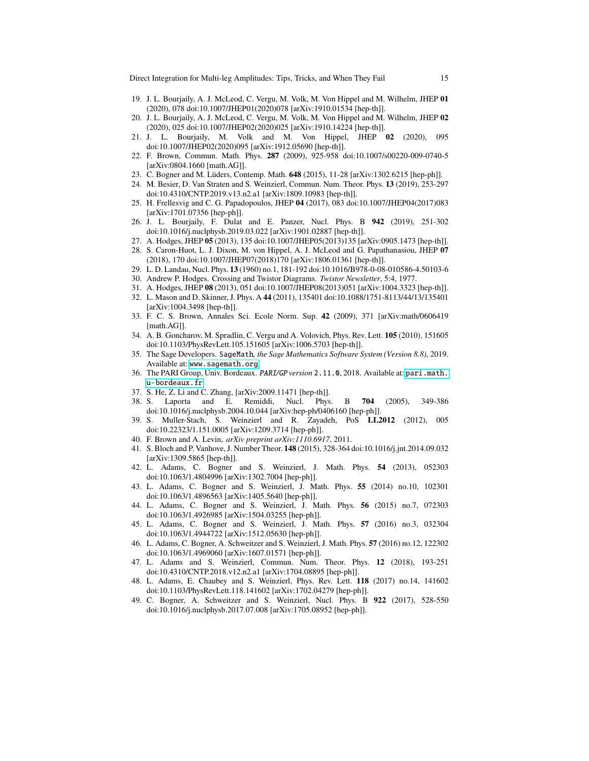19. J. L. Bourjaily, A. J. McLeod, C. Vergu, M. Volk, M. Von Hippel and M. Wilhelm, JHEP **01** (2020), 078 doi:10.1007/JHEP01(2020)078 [arXiv:1910.01534 [hep-th]].
20. J. L. Bourjaily, A. J. McLeod, C. Vergu, M. Volk, M. Von Hippel and M. Wilhelm, JHEP **02** (2020), 025 doi:10.1007/JHEP02(2020)025 [arXiv:1910.14224 [hep-th]].
21. J. L. Bourjaily, M. Volk and M. Von Hippel, JHEP **02** (2020), 095 doi:10.1007/JHEP02(2020)095 [arXiv:1912.05690 [hep-th]].
22. F. Brown, Commun. Math. Phys. **287** (2009), 925-958 doi:10.1007/s00220-009-0740-5 [arXiv:0804.1660 [math.AG]].
23. C. Bogner and M. Lüders, Contemp. Math. **648** (2015), 11-28 [arXiv:1302.6215 [hep-ph]].
24. M. Besier, D. Van Straten and S. Weinzierl, Commun. Num. Theor. Phys. **13** (2019), 253-297 doi:10.4310/CNTP.2019.v13.n2.a1 [arXiv:1809.10983 [hep-th]].
25. H. Frellesvig and C. G. Papadopoulos, JHEP **04** (2017), 083 doi:10.1007/JHEP04(2017)083 [arXiv:1701.07356 [hep-ph]].
26. J. L. Bourjaily, F. Dulat and E. Panzer, Nucl. Phys. B **942** (2019), 251-302 doi:10.1016/j.nuclphysb.2019.03.022 [arXiv:1901.02887 [hep-th]].
27. A. Hodges, JHEP **05** (2013), 135 doi:10.1007/JHEP05(2013)135 [arXiv:0905.1473 [hep-th]].
28. S. Caron-Huot, L. J. Dixon, M. von Hippel, A. J. McLeod and G. Papathanasiou, JHEP **07** (2018), 170 doi:10.1007/JHEP07(2018)170 [arXiv:1806.01361 [hep-th]].
29. L. D. Landau, Nucl. Phys. **13** (1960) no.1, 181-192 doi:10.1016/B978-0-08-010586-4.50103-6
30. Andrew P. Hodges. Crossing and Twistor Diagrams. *Twistor Newsletter*, 5:4, 1977.
31. A. Hodges, JHEP **08** (2013), 051 doi:10.1007/JHEP08(2013)051 [arXiv:1004.3323 [hep-th]].
32. L. Mason and D. Skinner, J. Phys. A **44** (2011), 135401 doi:10.1088/1751-8113/44/13/135401 [arXiv:1004.3498 [hep-th]].
33. F. C. S. Brown, Annales Sci. Ecole Norm. Sup. **42** (2009), 371 [arXiv:math/0606419 [math.AG]].
34. A. B. Goncharov, M. Spradlin, C. Vergu and A. Volovich, Phys. Rev. Lett. **105** (2010), 151605 doi:10.1103/PhysRevLett.105.151605 [arXiv:1006.5703 [hep-th]].
35. The Sage Developers. SageMath, *the Sage Mathematics Software System (Version 8.8)*, 2019. Available at: www.sagemath.org
36. The PARI Group, Univ. Bordeaux. *PARI/GP version* 2.11.0, 2018. Available at: pari.math.u-bordeaux.fr
37. S. He, Z. Li and C. Zhang, [arXiv:2009.11471 [hep-th]].
38. S. Laporta and E. Remiddi, Nucl. Phys. B **704** (2005), 349-386 doi:10.1016/j.nuclphysb.2004.10.044 [arXiv:hep-ph/0406160 [hep-ph]].
39. S. Muller-Stach, S. Weinzierl and R. Zayadeh, PoS **LL2012** (2012), 005 doi:10.22323/1.151.0005 [arXiv:1209.3714 [hep-ph]].
40. F. Brown and A. Levin, *arXiv preprint arXiv:1110.6917*, 2011.
41. S. Bloch and P. Vanhove, J. Number Theor. **148** (2015), 328-364 doi:10.1016/j.jnt.2014.09.032 [arXiv:1309.5865 [hep-th]].
42. L. Adams, C. Bogner and S. Weinzierl, J. Math. Phys. **54** (2013), 052303 doi:10.1063/1.4804996 [arXiv:1302.7004 [hep-ph]].
43. L. Adams, C. Bogner and S. Weinzierl, J. Math. Phys. **55** (2014) no.10, 102301 doi:10.1063/1.4896563 [arXiv:1405.5640 [hep-ph]].
44. L. Adams, C. Bogner and S. Weinzierl, J. Math. Phys. **56** (2015) no.7, 072303 doi:10.1063/1.4926985 [arXiv:1504.03255 [hep-ph]].
45. L. Adams, C. Bogner and S. Weinzierl, J. Math. Phys. **57** (2016) no.3, 032304 doi:10.1063/1.4944722 [arXiv:1512.05630 [hep-ph]].
46. L. Adams, C. Bogner, A. Schweitzer and S. Weinzierl, J. Math. Phys. **57** (2016) no.12, 122302 doi:10.1063/1.4969060 [arXiv:1607.01571 [hep-ph]].
47. L. Adams and S. Weinzierl, Commun. Num. Theor. Phys. **12** (2018), 193-251 doi:10.4310/CNTP.2018.v12.n2.a1 [arXiv:1704.08895 [hep-ph]].
48. L. Adams, E. Chaubey and S. Weinzierl, Phys. Rev. Lett. **118** (2017) no.14, 141602 doi:10.1103/PhysRevLett.118.141602 [arXiv:1702.04279 [hep-ph]].
49. C. Bogner, A. Schweitzer and S. Weinzierl, Nucl. Phys. B **922** (2017), 528-550 doi:10.1016/j.nuclphysb.2017.07.008 [arXiv:1705.08952 [hep-ph]].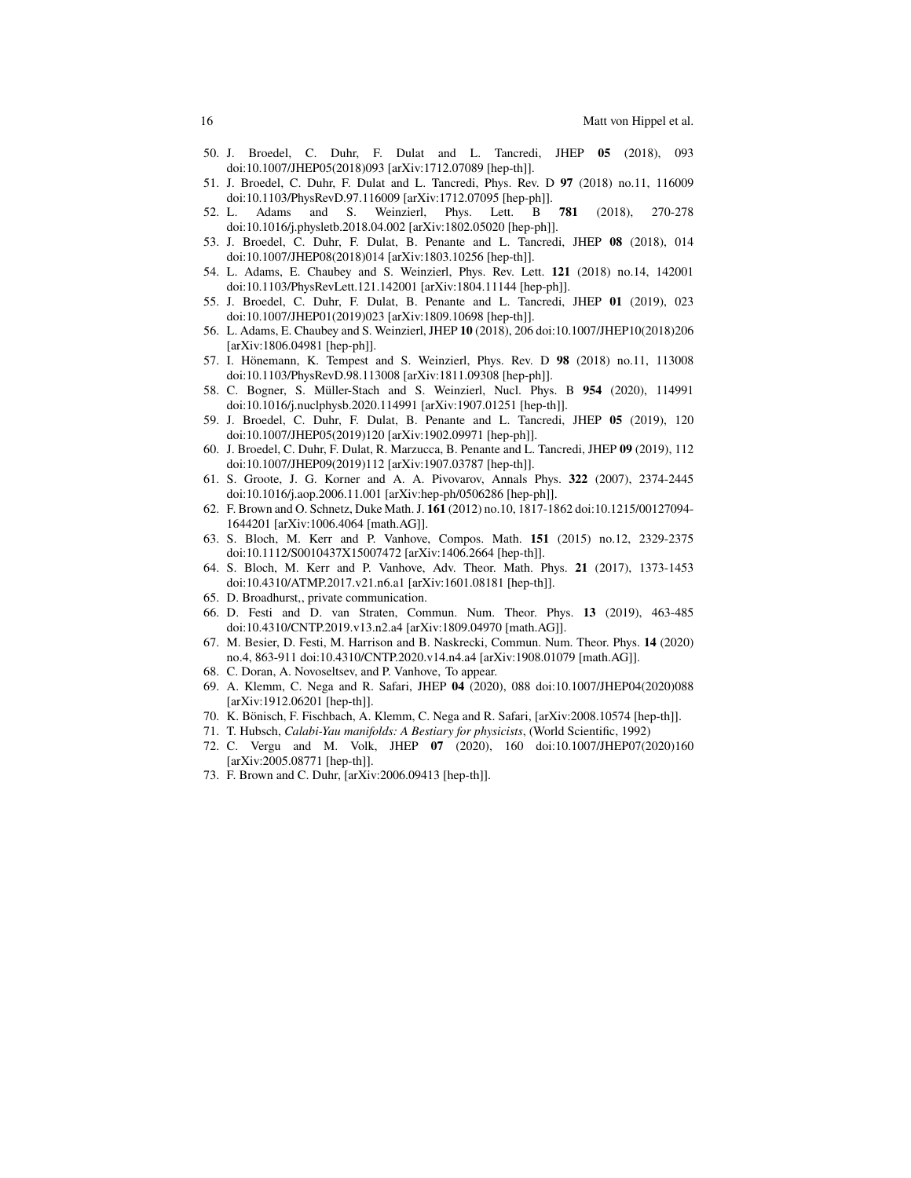50. J. Broedel, C. Duhr, F. Dulat and L. Tancredi, JHEP **05** (2018), 093 doi:10.1007/JHEP05(2018)093 [arXiv:1712.07089 [hep-th]].
51. J. Broedel, C. Duhr, F. Dulat and L. Tancredi, Phys. Rev. D **97** (2018) no.11, 116009 doi:10.1103/PhysRevD.97.116009 [arXiv:1712.07095 [hep-ph]].
52. L. Adams and S. Weinzierl, Phys. Lett. B **781** (2018), 270-278 doi:10.1016/j.physletb.2018.04.002 [arXiv:1802.05020 [hep-ph]].
53. J. Broedel, C. Duhr, F. Dulat, B. Penante and L. Tancredi, JHEP **08** (2018), 014 doi:10.1007/JHEP08(2018)014 [arXiv:1803.10256 [hep-th]].
54. L. Adams, E. Chaubey and S. Weinzierl, Phys. Rev. Lett. **121** (2018) no.14, 142001 doi:10.1103/PhysRevLett.121.142001 [arXiv:1804.11144 [hep-ph]].
55. J. Broedel, C. Duhr, F. Dulat, B. Penante and L. Tancredi, JHEP **01** (2019), 023 doi:10.1007/JHEP01(2019)023 [arXiv:1809.10698 [hep-th]].
56. L. Adams, E. Chaubey and S. Weinzierl, JHEP **10** (2018), 206 doi:10.1007/JHEP10(2018)206 [arXiv:1806.04981 [hep-ph]].
57. I. Hönemann, K. Tempest and S. Weinzierl, Phys. Rev. D **98** (2018) no.11, 113008 doi:10.1103/PhysRevD.98.113008 [arXiv:1811.09308 [hep-ph]].
58. C. Bogner, S. Müller-Stach and S. Weinzierl, Nucl. Phys. B **954** (2020), 114991 doi:10.1016/j.nuclphysb.2020.114991 [arXiv:1907.01251 [hep-th]].
59. J. Broedel, C. Duhr, F. Dulat, B. Penante and L. Tancredi, JHEP **05** (2019), 120 doi:10.1007/JHEP05(2019)120 [arXiv:1902.09971 [hep-ph]].
60. J. Broedel, C. Duhr, F. Dulat, R. Marzucca, B. Penante and L. Tancredi, JHEP **09** (2019), 112 doi:10.1007/JHEP09(2019)112 [arXiv:1907.03787 [hep-th]].
61. S. Groote, J. G. Korner and A. A. Pivovarov, Annals Phys. **322** (2007), 2374-2445 doi:10.1016/j.aop.2006.11.001 [arXiv:hep-ph/0506286 [hep-ph]].
62. F. Brown and O. Schnetz, Duke Math. J. **161** (2012) no.10, 1817-1862 doi:10.1215/00127094-1644201 [arXiv:1006.4064 [math.AG]].
63. S. Bloch, M. Kerr and P. Vanhove, Compos. Math. **151** (2015) no.12, 2329-2375 doi:10.1112/S0010437X15007472 [arXiv:1406.2664 [hep-th]].
64. S. Bloch, M. Kerr and P. Vanhove, Adv. Theor. Math. Phys. **21** (2017), 1373-1453 doi:10.4310/ATMP.2017.v21.n6.a1 [arXiv:1601.08181 [hep-th]].
65. D. Broadhurst,, private communication.
66. D. Festi and D. van Straten, Commun. Num. Theor. Phys. **13** (2019), 463-485 doi:10.4310/CNTP.2019.v13.n2.a4 [arXiv:1809.04970 [math.AG]].
67. M. Besier, D. Festi, M. Harrison and B. Naskrecki, Commun. Num. Theor. Phys. **14** (2020) no.4, 863-911 doi:10.4310/CNTP.2020.v14.n4.a4 [arXiv:1908.01079 [math.AG]].
68. C. Doran, A. Novoseltsev, and P. Vanhove, To appear.
69. A. Klemm, C. Nega and R. Safari, JHEP **04** (2020), 088 doi:10.1007/JHEP04(2020)088 [arXiv:1912.06201 [hep-th]].
70. K. Bönisch, F. Fischbach, A. Klemm, C. Nega and R. Safari, [arXiv:2008.10574 [hep-th]].
71. T. Hubsch, *Calabi-Yau manifolds: A Bestiary for physicists*, (World Scientific, 1992)
72. C. Vergu and M. Volk, JHEP **07** (2020), 160 doi:10.1007/JHEP07(2020)160 [arXiv:2005.08771 [hep-th]].
73. F. Brown and C. Duhr, [arXiv:2006.09413 [hep-th]].